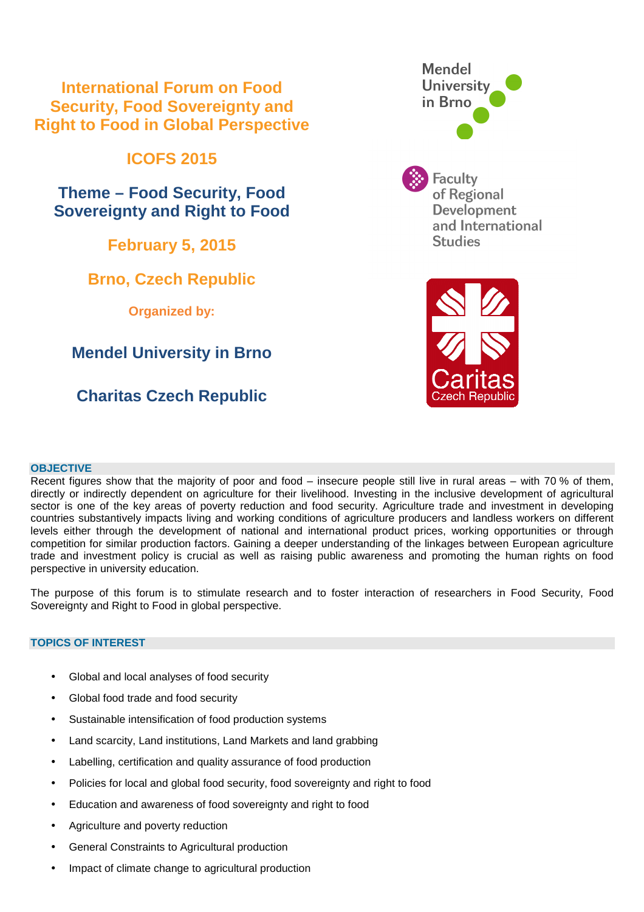# International Forum on Food Security, Food Sovereignty and Right to Food in Global Perspective

## ICOFS 2015

## Theme – Food Security, Food Sovereignty and Right to Food

**February 5, 2015**

**Brno, Czech Republic**

**Organized by:**

**Mendel University in Brno**

**Charitas Czech Republic**

Mendel University in Brno

Faculty of Regional Development and International Studies

Caritas Czech Republic

### OBJECTIVE

Recent figures show that the majority of poor and food – insecure people still live in rural areas – with 70 % of them, directly or indirectly dependent on agriculture for their livelihood. Investing in the inclusive development of agricultural sector is one of the key areas of poverty reduction and food security. Agriculture trade and investment in developing countries substantively impacts living and working conditions of agriculture producers and landless workers on different levels either through the development of national and international product prices, working opportunities or through competition for similar production factors. Gaining a deeper understanding of the linkages between European agriculture trade and investment policy is crucial as well as raising public awareness and promoting the human rights on food perspective in university education.

The purpose of this forum is to stimulate research and to foster interaction of researchers in Food Security, Food Sovereignty and Right to Food in global perspective.

### TOPICS OF INTEREST

- Global and local analyses of food security
- Global food trade and food security
- Sustainable intensification of food production systems
- Land scarcity, Land institutions, Land Markets and land grabbing
- Labelling, certification and quality assurance of food production
- Policies for local and global food security, food sovereignty and right to food
- Education and awareness of food sovereignty and right to food
- Agriculture and poverty reduction
- General Constraints to Agricultural production
- Impact of climate change to agricultural production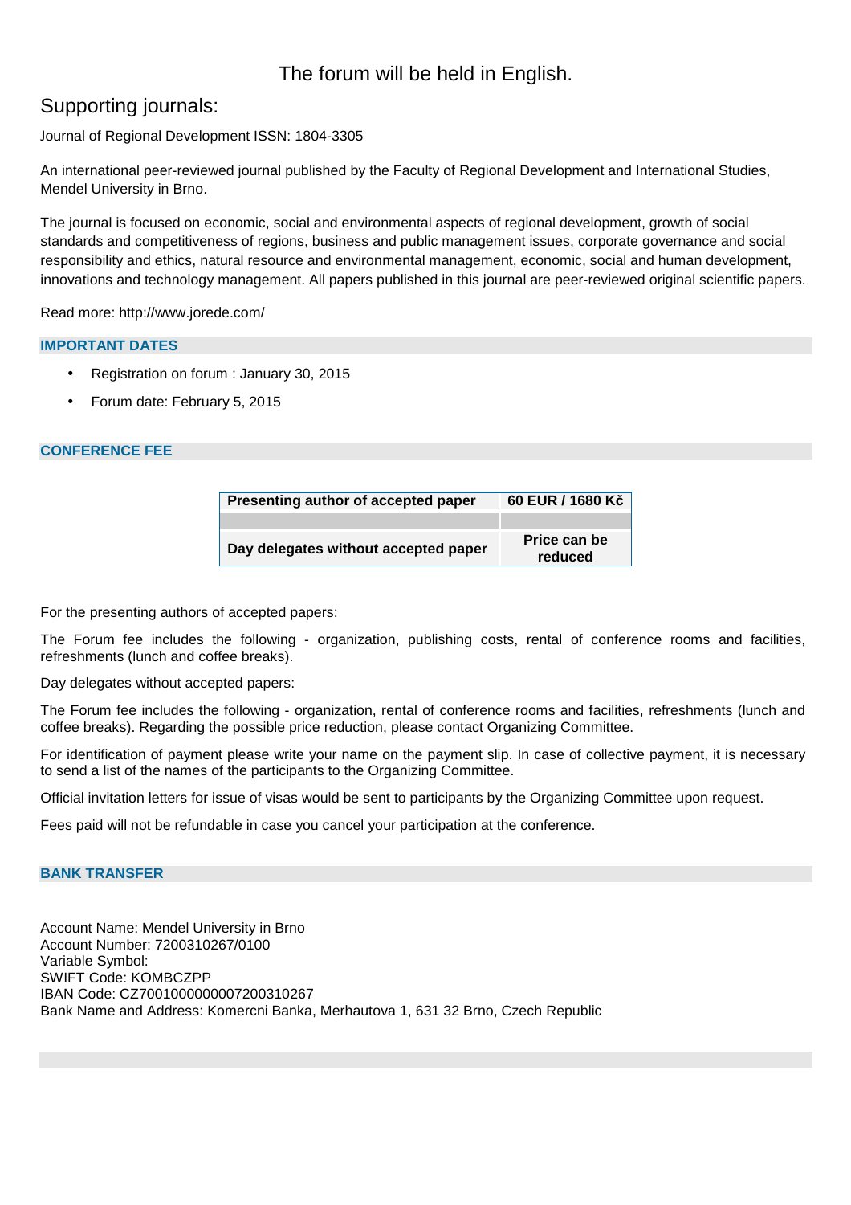The forum will be held in English.

## Supporting journals:

Journal of Regional Development ISSN: 1804-3305

An international peer-reviewed journal published by the Faculty of Regional Development and International Studies, Mendel University in Brno.

The journal is focused on economic, social and environmental aspects of regional development, growth of social standards and competitiveness of regions, business and public management issues, corporate governance and social responsibility and ethics, natural resource and environmental management, economic, social and human development, innovations and technology management. All papers published in this journal are peer-reviewed original scientific papers.

Read more: http://www.jorede.com/

### IMPORTANT DATES

- Registration on forum : January 30, 2015
- Forum date: February 5, 2015

### CONFERENCE FEE

| Presenting author of accepted paper | 60 EUR / 1680 Kč |
|---|---|
| | |
| Day delegates without accepted paper | Price can be reduced |

For the presenting authors of accepted papers:

The Forum fee includes the following - organization, publishing costs, rental of conference rooms and facilities, refreshments (lunch and coffee breaks).

Day delegates without accepted papers:

The Forum fee includes the following - organization, rental of conference rooms and facilities, refreshments (lunch and coffee breaks). Regarding the possible price reduction, please contact Organizing Committee.

For identification of payment please write your name on the payment slip. In case of collective payment, it is necessary to send a list of the names of the participants to the Organizing Committee.

Official invitation letters for issue of visas would be sent to participants by the Organizing Committee upon request.

Fees paid will not be refundable in case you cancel your participation at the conference.

### BANK TRANSFER

Account Name: Mendel University in Brno
Account Number: 7200310267/0100
Variable Symbol:
SWIFT Code: KOMBCZPP
IBAN Code: CZ7001000000007200310267
Bank Name and Address: Komercni Banka, Merhautova 1, 631 32 Brno, Czech Republic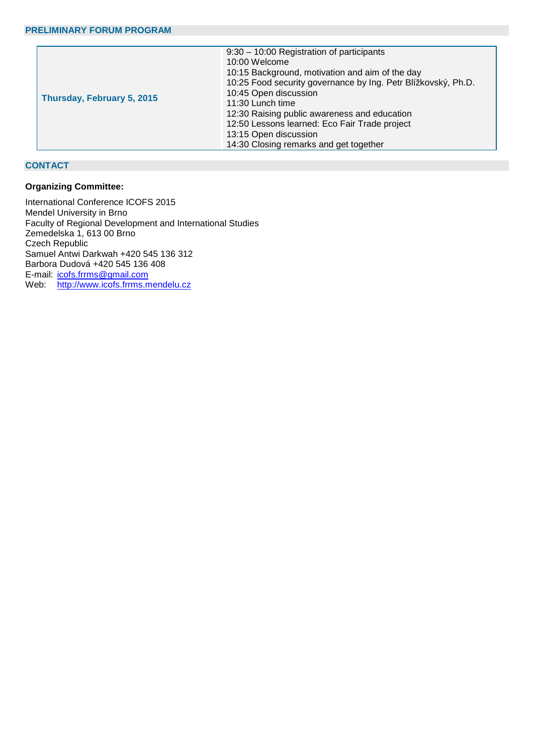## PRELIMINARY FORUM PROGRAM

| | |
|---|---|
| **Thursday, February 5, 2015** | 9:30 – 10:00 Registration of participants<br>10:00 Welcome<br>10:15 Background, motivation and aim of the day<br>10:25 Food security governance by Ing. Petr Blížkovský, Ph.D.<br>10:45 Open discussion<br>11:30 Lunch time<br>12:30 Raising public awareness and education<br>12:50 Lessons learned: Eco Fair Trade project<br>13:15 Open discussion<br>14:30 Closing remarks and get together |

## CONTACT

**Organizing Committee:**

International Conference ICOFS 2015
Mendel University in Brno
Faculty of Regional Development and International Studies
Zemedelska 1, 613 00 Brno
Czech Republic
Samuel Antwi Darkwah +420 545 136 312
Barbora Dudová +420 545 136 408
E-mail: icofs.frrms@gmail.com
Web: http://www.icofs.frrms.mendelu.cz